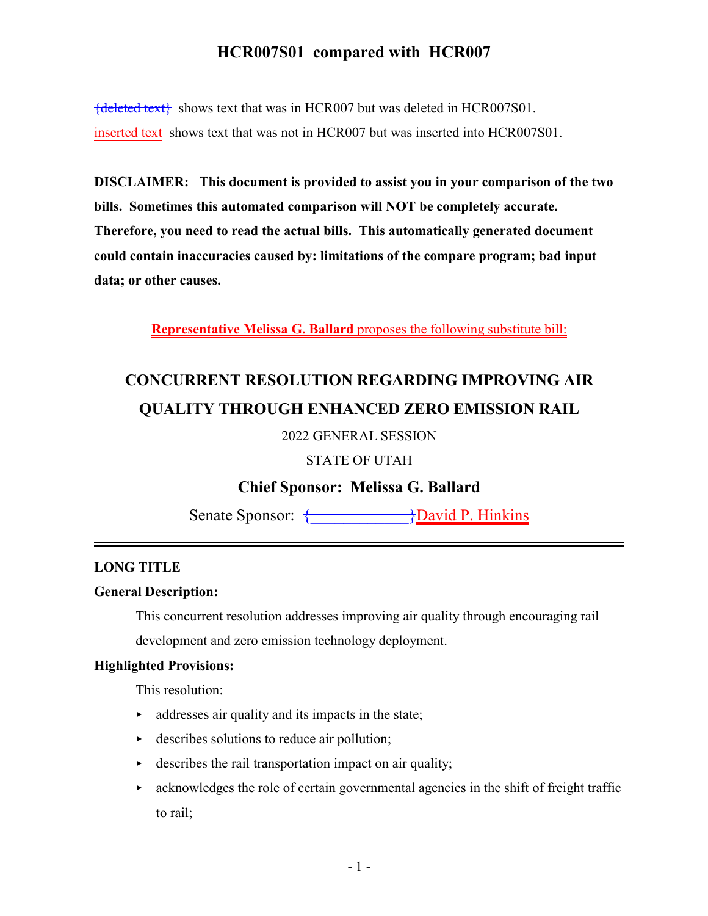# HCR007S01 compared with HCR007

{deleted text} shows text that was in HCR007 but was deleted in HCR007S01.

inserted text shows text that was not in HCR007 but was inserted into HCR007S01.

**DISCLAIMER: This document is provided to assist you in your comparison of the two bills. Sometimes this automated comparison will NOT be completely accurate. Therefore, you need to read the actual bills. This automatically generated document could contain inaccuracies caused by: limitations of the compare program; bad input data; or other causes.**

**Representative Melissa G. Ballard** proposes the following substitute bill:

## CONCURRENT RESOLUTION REGARDING IMPROVING AIR QUALITY THROUGH ENHANCED ZERO EMISSION RAIL

2022 GENERAL SESSION

STATE OF UTAH

**Chief Sponsor: Melissa G. Ballard**

Senate Sponsor: {____________}David P. Hinkins

**LONG TITLE**

**General Description:**

This concurrent resolution addresses improving air quality through encouraging rail development and zero emission technology deployment.

**Highlighted Provisions:**

This resolution:

- addresses air quality and its impacts in the state;
- describes solutions to reduce air pollution;
- describes the rail transportation impact on air quality;
- acknowledges the role of certain governmental agencies in the shift of freight traffic to rail;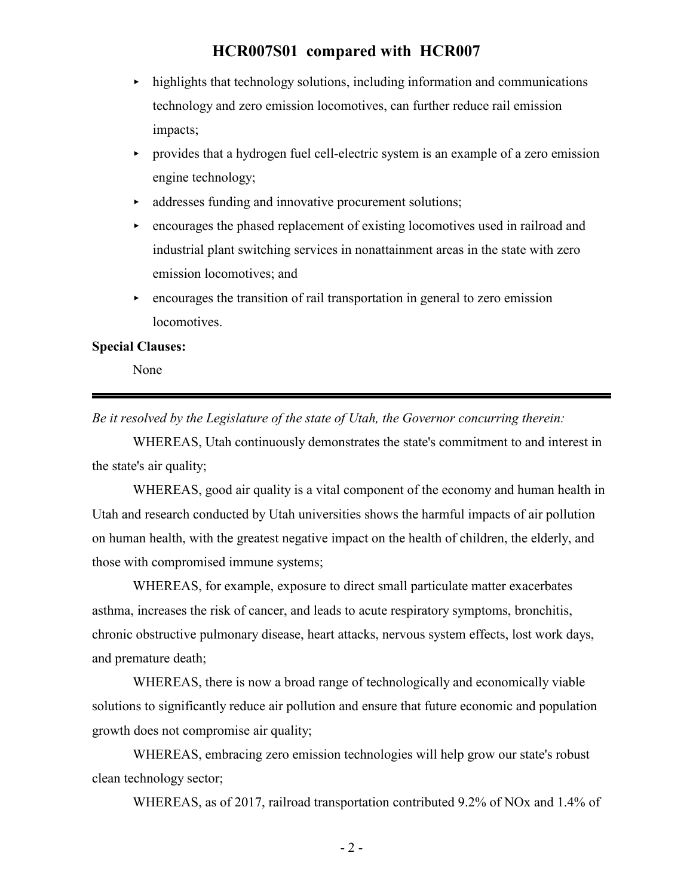- highlights that technology solutions, including information and communications technology and zero emission locomotives, can further reduce rail emission impacts;
- provides that a hydrogen fuel cell-electric system is an example of a zero emission engine technology;
- addresses funding and innovative procurement solutions;
- encourages the phased replacement of existing locomotives used in railroad and industrial plant switching services in nonattainment areas in the state with zero emission locomotives; and
- encourages the transition of rail transportation in general to zero emission locomotives.

**Special Clauses:**

None

---

*Be it resolved by the Legislature of the state of Utah, the Governor concurring therein:*

WHEREAS, Utah continuously demonstrates the state's commitment to and interest in the state's air quality;

WHEREAS, good air quality is a vital component of the economy and human health in Utah and research conducted by Utah universities shows the harmful impacts of air pollution on human health, with the greatest negative impact on the health of children, the elderly, and those with compromised immune systems;

WHEREAS, for example, exposure to direct small particulate matter exacerbates asthma, increases the risk of cancer, and leads to acute respiratory symptoms, bronchitis, chronic obstructive pulmonary disease, heart attacks, nervous system effects, lost work days, and premature death;

WHEREAS, there is now a broad range of technologically and economically viable solutions to significantly reduce air pollution and ensure that future economic and population growth does not compromise air quality;

WHEREAS, embracing zero emission technologies will help grow our state's robust clean technology sector;

WHEREAS, as of 2017, railroad transportation contributed 9.2% of NOx and 1.4% of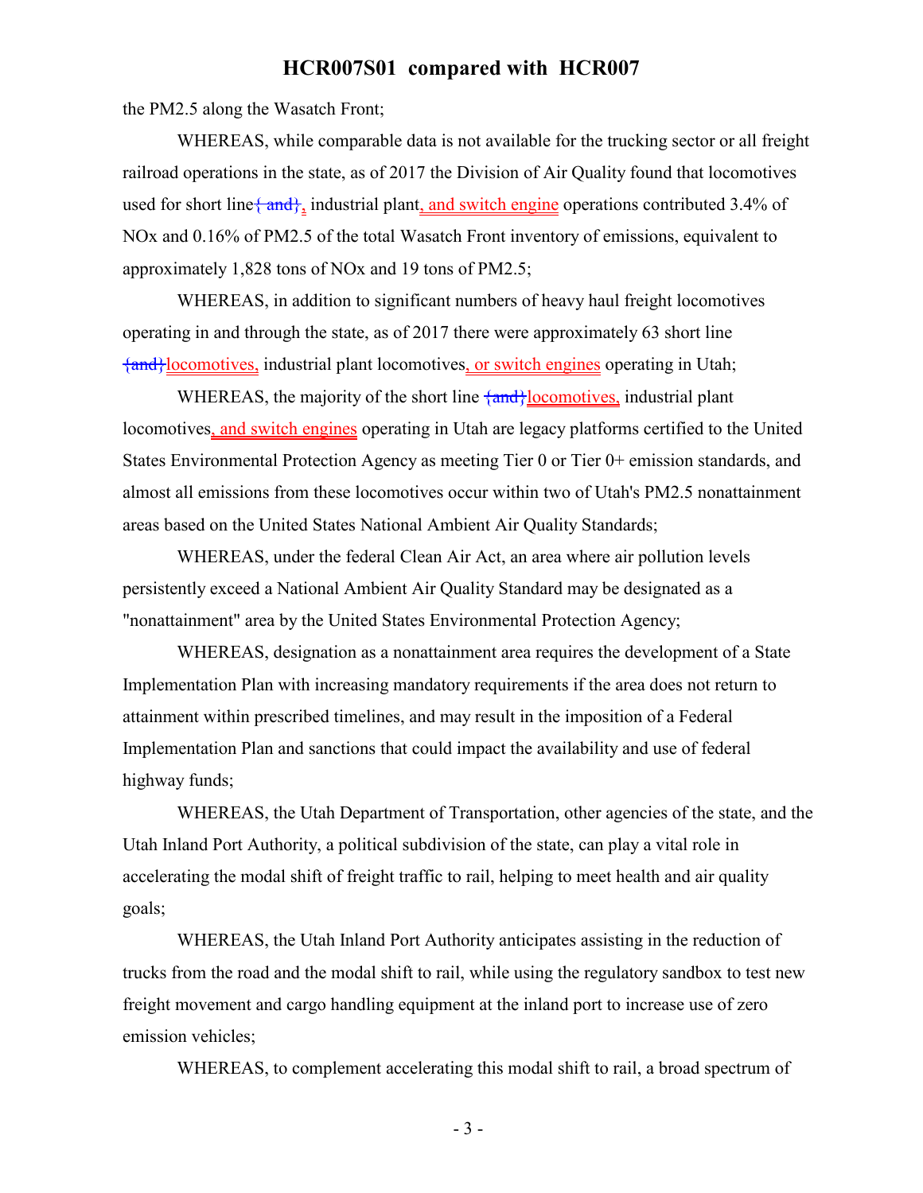the PM2.5 along the Wasatch Front;

WHEREAS, while comparable data is not available for the trucking sector or all freight railroad operations in the state, as of 2017 the Division of Air Quality found that locomotives used for short line{ and}, industrial plant, and switch engine operations contributed 3.4% of NOx and 0.16% of PM2.5 of the total Wasatch Front inventory of emissions, equivalent to approximately 1,828 tons of NOx and 19 tons of PM2.5;

WHEREAS, in addition to significant numbers of heavy haul freight locomotives operating in and through the state, as of 2017 there were approximately 63 short line {and}locomotives, industrial plant locomotives, or switch engines operating in Utah;

WHEREAS, the majority of the short line {and}locomotives, industrial plant locomotives, and switch engines operating in Utah are legacy platforms certified to the United States Environmental Protection Agency as meeting Tier 0 or Tier 0+ emission standards, and almost all emissions from these locomotives occur within two of Utah's PM2.5 nonattainment areas based on the United States National Ambient Air Quality Standards;

WHEREAS, under the federal Clean Air Act, an area where air pollution levels persistently exceed a National Ambient Air Quality Standard may be designated as a "nonattainment" area by the United States Environmental Protection Agency;

WHEREAS, designation as a nonattainment area requires the development of a State Implementation Plan with increasing mandatory requirements if the area does not return to attainment within prescribed timelines, and may result in the imposition of a Federal Implementation Plan and sanctions that could impact the availability and use of federal highway funds;

WHEREAS, the Utah Department of Transportation, other agencies of the state, and the Utah Inland Port Authority, a political subdivision of the state, can play a vital role in accelerating the modal shift of freight traffic to rail, helping to meet health and air quality goals;

WHEREAS, the Utah Inland Port Authority anticipates assisting in the reduction of trucks from the road and the modal shift to rail, while using the regulatory sandbox to test new freight movement and cargo handling equipment at the inland port to increase use of zero emission vehicles;

WHEREAS, to complement accelerating this modal shift to rail, a broad spectrum of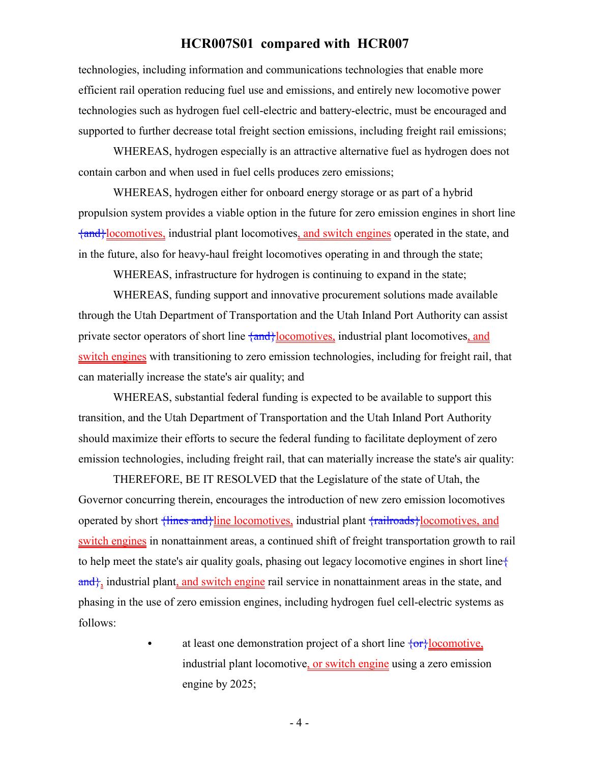technologies, including information and communications technologies that enable more efficient rail operation reducing fuel use and emissions, and entirely new locomotive power technologies such as hydrogen fuel cell-electric and battery-electric, must be encouraged and supported to further decrease total freight section emissions, including freight rail emissions;

WHEREAS, hydrogen especially is an attractive alternative fuel as hydrogen does not contain carbon and when used in fuel cells produces zero emissions;

WHEREAS, hydrogen either for onboard energy storage or as part of a hybrid propulsion system provides a viable option in the future for zero emission engines in short line {and}locomotives, industrial plant locomotives, and switch engines operated in the state, and in the future, also for heavy-haul freight locomotives operating in and through the state;

WHEREAS, infrastructure for hydrogen is continuing to expand in the state;

WHEREAS, funding support and innovative procurement solutions made available through the Utah Department of Transportation and the Utah Inland Port Authority can assist private sector operators of short line {and}locomotives, industrial plant locomotives, and switch engines with transitioning to zero emission technologies, including for freight rail, that can materially increase the state's air quality; and

WHEREAS, substantial federal funding is expected to be available to support this transition, and the Utah Department of Transportation and the Utah Inland Port Authority should maximize their efforts to secure the federal funding to facilitate deployment of zero emission technologies, including freight rail, that can materially increase the state's air quality:

THEREFORE, BE IT RESOLVED that the Legislature of the state of Utah, the Governor concurring therein, encourages the introduction of new zero emission locomotives operated by short {lines and}line locomotives, industrial plant {railroads}locomotives, and switch engines in nonattainment areas, a continued shift of freight transportation growth to rail to help meet the state's air quality goals, phasing out legacy locomotive engines in short line{ and}, industrial plant, and switch engine rail service in nonattainment areas in the state, and phasing in the use of zero emission engines, including hydrogen fuel cell-electric systems as follows:

- at least one demonstration project of a short line {or}locomotive, industrial plant locomotive, or switch engine using a zero emission engine by 2025;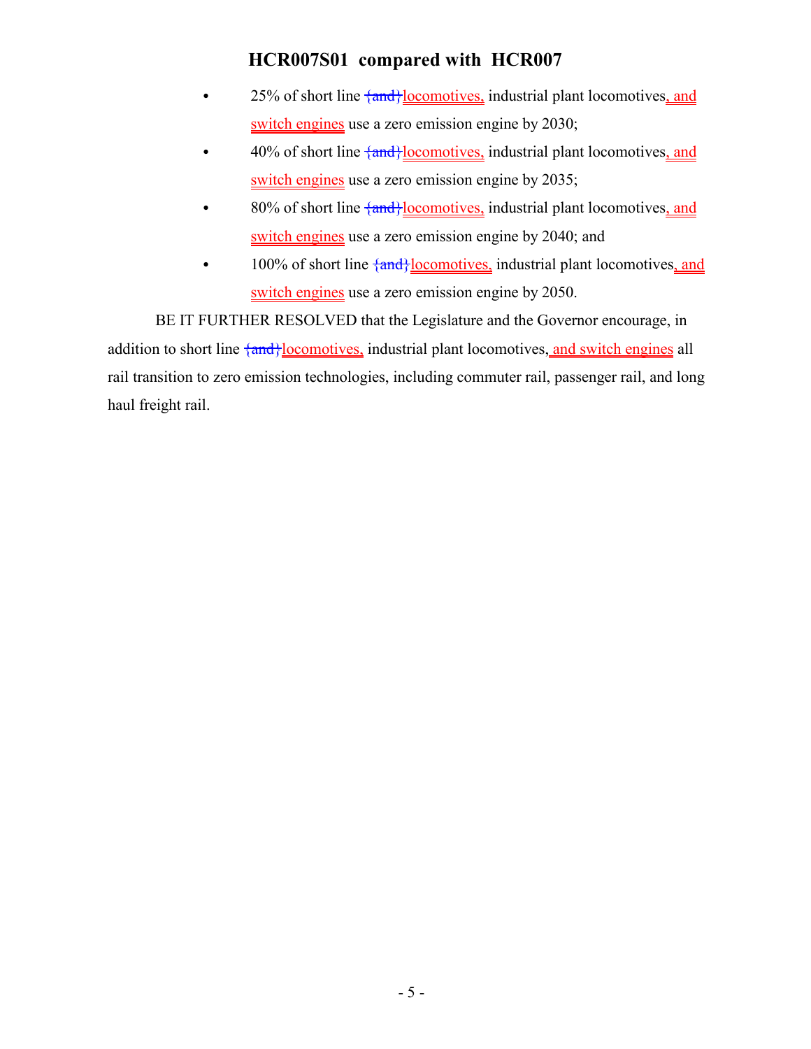- 25% of short line ~~{and}~~locomotives, industrial plant locomotives, and switch engines use a zero emission engine by 2030;
- 40% of short line ~~{and}~~locomotives, industrial plant locomotives, and switch engines use a zero emission engine by 2035;
- 80% of short line ~~{and}~~locomotives, industrial plant locomotives, and switch engines use a zero emission engine by 2040; and
- 100% of short line ~~{and}~~locomotives, industrial plant locomotives, and switch engines use a zero emission engine by 2050.

BE IT FURTHER RESOLVED that the Legislature and the Governor encourage, in addition to short line ~~{and}~~locomotives, industrial plant locomotives, and switch engines all rail transition to zero emission technologies, including commuter rail, passenger rail, and long haul freight rail.